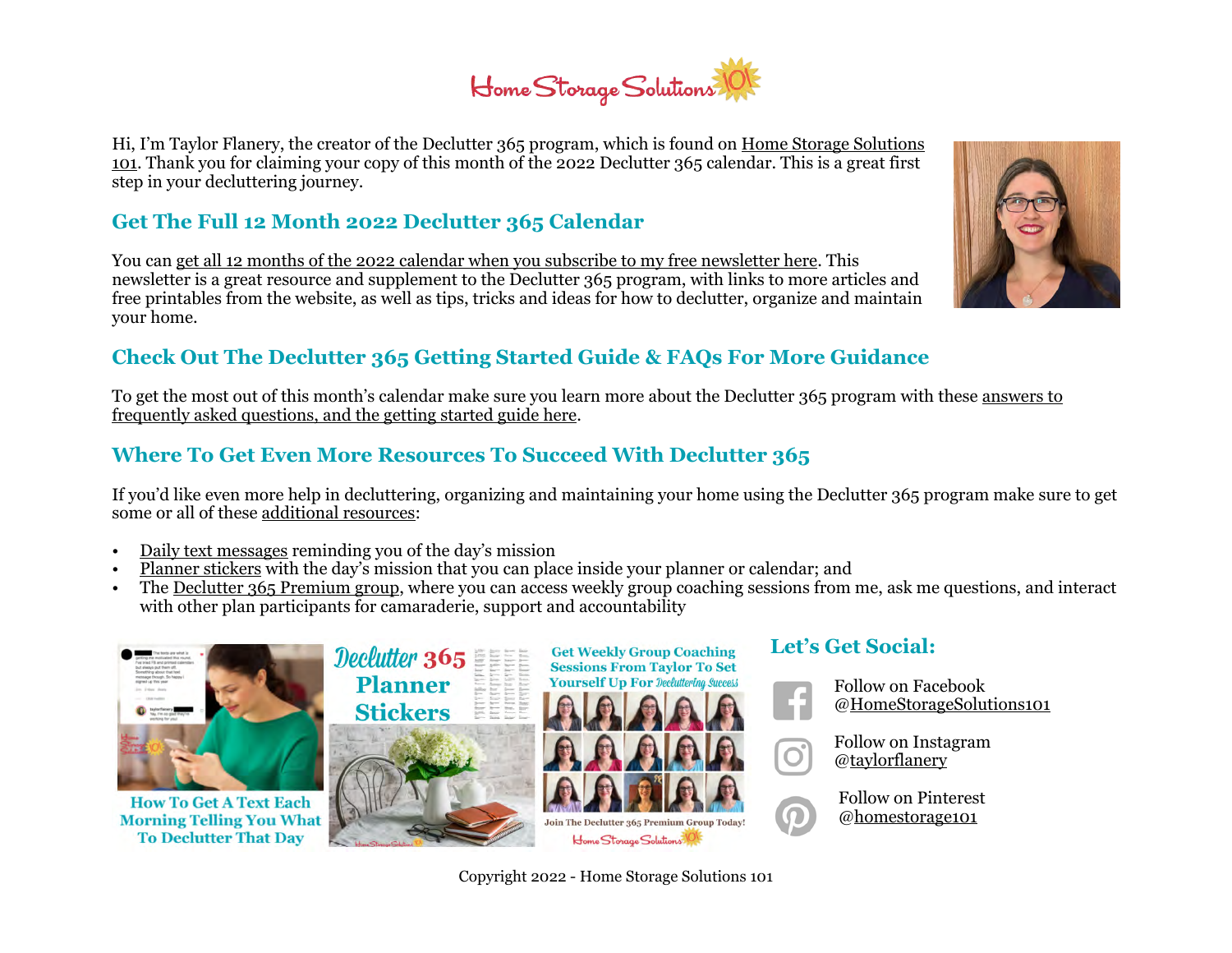Hi, I'm Taylor Flanery, the creator of the Declutter 365 program, which is found on Home Storage Solutions 101. Thank you for claiming your copy of this month of the 2022 Declutter 365 calendar. This is a great first step in your decluttering journey.

## Get The Full 12 Month 2022 Declutter 365 Calendar

You can get all 12 months of the 2022 calendar when you subscribe to my free newsletter here. This newsletter is a great resource and supplement to the Declutter 365 program, with links to more articles and free printables from the website, as well as tips, tricks and ideas for how to declutter, organize and maintain your home.

## Check Out The Declutter 365 Getting Started Guide & FAQs For More Guidance

To get the most out of this month's calendar make sure you learn more about the Declutter 365 program with these answers to frequently asked questions, and the getting started guide here.

## Where To Get Even More Resources To Succeed With Declutter 365

If you'd like even more help in decluttering, organizing and maintaining your home using the Declutter 365 program make sure to get some or all of these additional resources:

- Daily text messages reminding you of the day's mission
- Planner stickers with the day's mission that you can place inside your planner or calendar; and
- The Declutter 365 Premium group, where you can access weekly group coaching sessions from me, ask me questions, and interact with other plan participants for camaraderie, support and accountability

How To Get A Text Each Morning Telling You What To Declutter That Day

Declutter 365 Planner Stickers

Get Weekly Group Coaching Sessions From Taylor To Set Yourself Up For Decluttering Success

Join The Declutter 365 Premium Group Today!

## Let's Get Social:

Follow on Facebook
@HomeStorageSolutions101

Follow on Instagram
@taylorflanery

Follow on Pinterest
@homestorage101

Copyright 2022 - Home Storage Solutions 101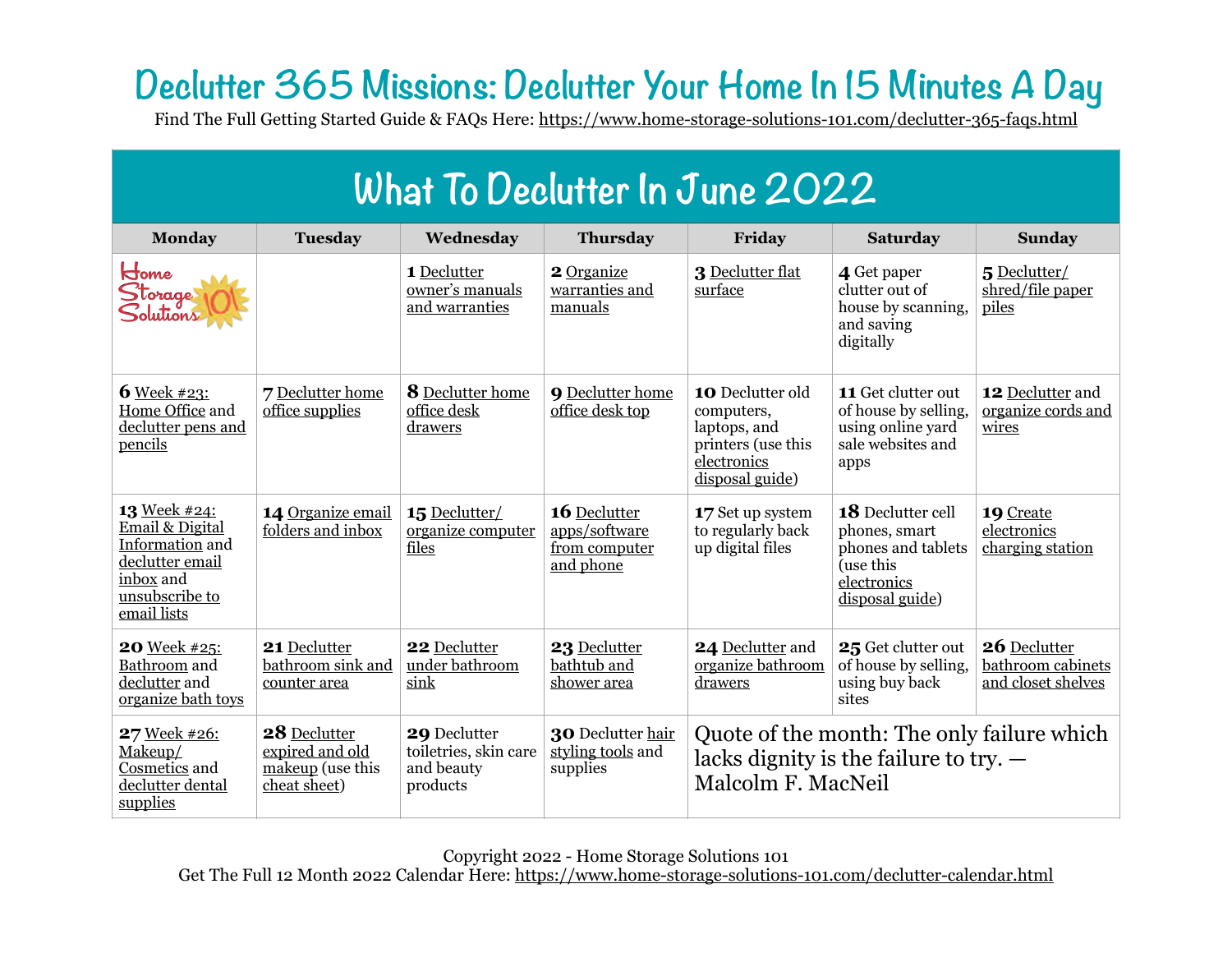# Declutter 365 Missions: Declutter Your Home In 15 Minutes A Day

Find The Full Getting Started Guide & FAQs Here: https://www.home-storage-solutions-101.com/declutter-365-faqs.html

## What To Declutter In June 2022

| Monday | Tuesday | Wednesday | Thursday | Friday | Saturday | Sunday |
|---|---|---|---|---|---|---|
| Home Storage Solutions 101 | | **1** Declutter owner's manuals and warranties | **2** Organize warranties and manuals | **3** Declutter flat surface | **4** Get paper clutter out of house by scanning, and saving digitally | **5** Declutter/ shred/file paper piles |
| **6** Week #23: Home Office and declutter pens and pencils | **7** Declutter home office supplies | **8** Declutter home office desk drawers | **9** Declutter home office desk top | **10** Declutter old computers, laptops, and printers (use this electronics disposal guide) | **11** Get clutter out of house by selling, using online yard sale websites and apps | **12** Declutter and organize cords and wires |
| **13** Week #24: Email & Digital Information and declutter email inbox and unsubscribe to email lists | **14** Organize email folders and inbox | **15** Declutter/ organize computer files | **16** Declutter apps/software from computer and phone | **17** Set up system to regularly back up digital files | **18** Declutter cell phones, smart phones and tablets (use this electronics disposal guide) | **19** Create electronics charging station |
| **20** Week #25: Bathroom and declutter and organize bath toys | **21** Declutter bathroom sink and counter area | **22** Declutter under bathroom sink | **23** Declutter bathtub and shower area | **24** Declutter and organize bathroom drawers | **25** Get clutter out of house by selling, using buy back sites | **26** Declutter bathroom cabinets and closet shelves |
| **27** Week #26: Makeup/ Cosmetics and declutter dental supplies | **28** Declutter expired and old makeup (use this cheat sheet) | **29** Declutter toiletries, skin care and beauty products | **30** Declutter hair styling tools and supplies | Quote of the month: The only failure which lacks dignity is the failure to try. — Malcolm F. MacNeil | | |

Copyright 2022 - Home Storage Solutions 101

Get The Full 12 Month 2022 Calendar Here: https://www.home-storage-solutions-101.com/declutter-calendar.html